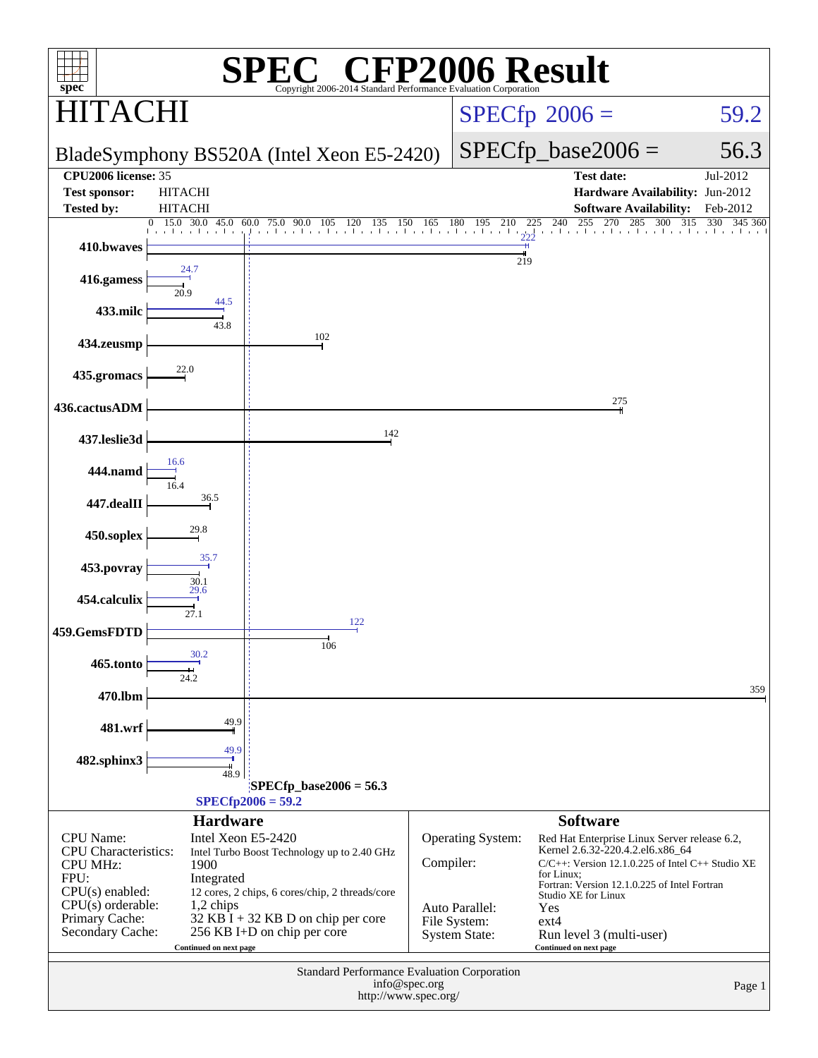# SPEC® CFP2006 Result

Copyright 2006-2014 Standard Performance Evaluation Corporation

## HITACHI

**BladeSymphony BS520A (Intel Xeon E5-2420)**

SPECfp 2006 = 59.2

SPECfp_base2006 = 56.3

| | | | |
|---|---|---|---|
| **CPU2006 license:** 35 | | **Test date:** | Jul-2012 |
| **Test sponsor:** | HITACHI | **Hardware Availability:** | Jun-2012 |
| **Tested by:** | HITACHI | **Software Availability:** | Feb-2012 |

| Benchmark | Peak | Base |
|---|---|---|
| 410.bwaves | 222 | 219 |
| 416.gamess | 24.7 | 20.9 |
| 433.milc | 44.5 | 43.8 |
| 434.zeusmp | 102 | 102 |
| 435.gromacs | 22.0 | 22.0 |
| 436.cactusADM | 275 | 275 |
| 437.leslie3d | 142 | 142 |
| 444.namd | 16.6 | 16.4 |
| 447.dealII | 36.5 | 36.5 |
| 450.soplex | 29.8 | 29.8 |
| 453.povray | 35.7 | 30.1 |
| 454.calculix | 29.6 | 27.1 |
| 459.GemsFDTD | 122 | 106 |
| 465.tonto | 30.2 | 24.2 |
| 470.lbm | 359 | 359 |
| 481.wrf | 49.9 | 49.9 |
| 482.sphinx3 | 49.9 | 48.9 |

SPECfp_base2006 = 56.3

SPECfp2006 = 59.2

### Hardware

| | |
|---|---|
| CPU Name: | Intel Xeon E5-2420 |
| CPU Characteristics: | Intel Turbo Boost Technology up to 2.40 GHz |
| CPU MHz: | 1900 |
| FPU: | Integrated |
| CPU(s) enabled: | 12 cores, 2 chips, 6 cores/chip, 2 threads/core |
| CPU(s) orderable: | 1,2 chips |
| Primary Cache: | 32 KB I + 32 KB D on chip per core |
| Secondary Cache: | 256 KB I+D on chip per core |

Continued on next page

### Software

| | |
|---|---|
| Operating System: | Red Hat Enterprise Linux Server release 6.2, Kernel 2.6.32-220.4.2.el6.x86_64 |
| Compiler: | C/C++: Version 12.1.0.225 of Intel C++ Studio XE for Linux; Fortran: Version 12.1.0.225 of Intel Fortran Studio XE for Linux |
| Auto Parallel: | Yes |
| File System: | ext4 |
| System State: | Run level 3 (multi-user) |

Continued on next page

Standard Performance Evaluation Corporation
info@spec.org
http://www.spec.org/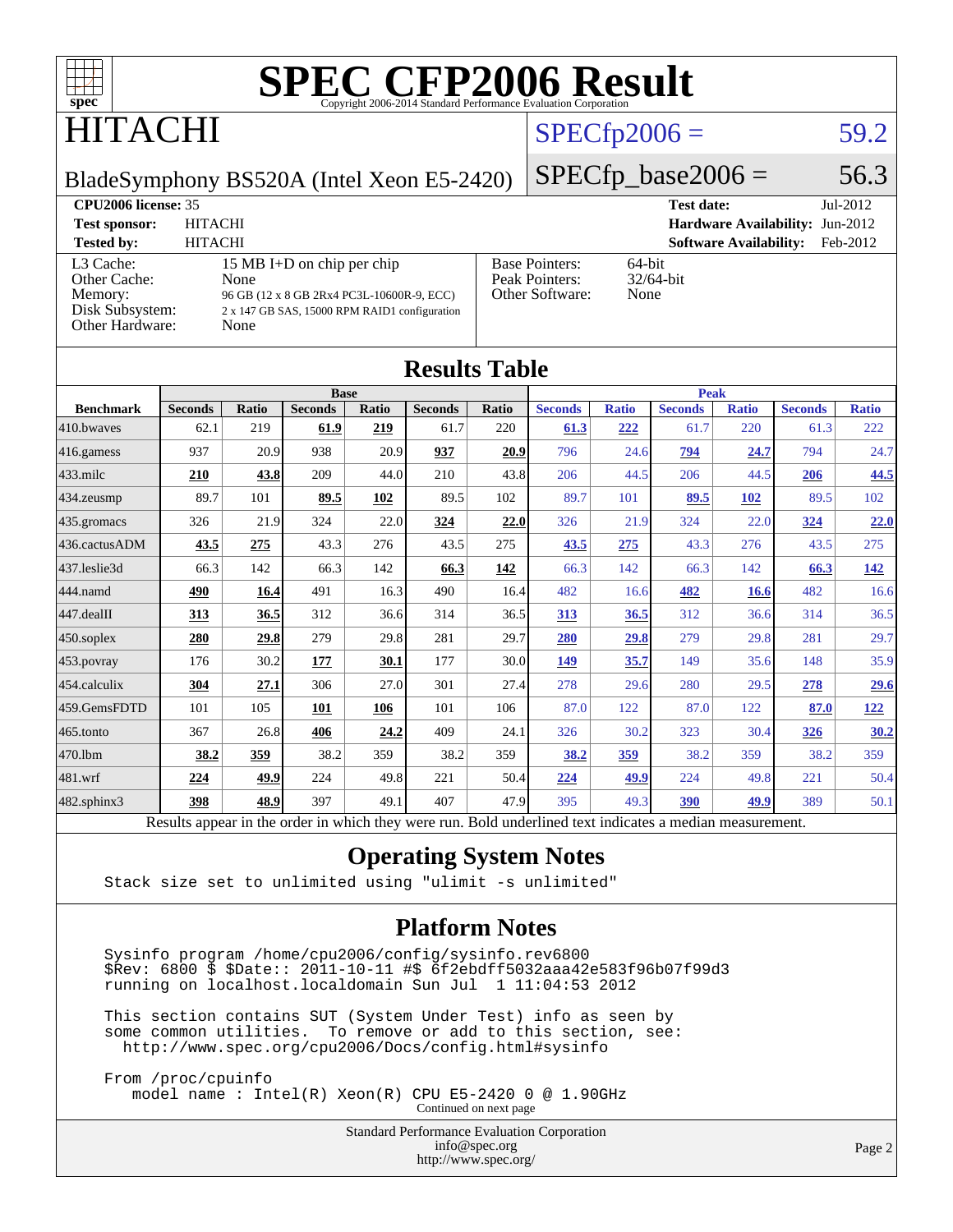# SPEC CFP2006 Result

Copyright 2006-2014 Standard Performance Evaluation Corporation

## HITACHI

BladeSymphony BS520A (Intel Xeon E5-2420)

SPECfp2006 = 59.2

SPECfp_base2006 = 56.3

| | | | |
|---|---|---|---|
| **CPU2006 license:** 35 | | **Test date:** | Jul-2012 |
| **Test sponsor:** | HITACHI | **Hardware Availability:** | Jun-2012 |
| **Tested by:** | HITACHI | **Software Availability:** | Feb-2012 |

| | | | |
|---|---|---|---|
| L3 Cache: | 15 MB I+D on chip per chip | Base Pointers: | 64-bit |
| Other Cache: | None | Peak Pointers: | 32/64-bit |
| Memory: | 96 GB (12 x 8 GB 2Rx4 PC3L-10600R-9, ECC) | Other Software: | None |
| Disk Subsystem: | 2 x 147 GB SAS, 15000 RPM RAID1 configuration | | |
| Other Hardware: | None | | |

## Results Table

| Benchmark | Base | | | | | | Peak | | | | | |
|---|---|---|---|---|---|---|---|---|---|---|---|---|
| | Seconds | Ratio | Seconds | Ratio | Seconds | Ratio | Seconds | Ratio | Seconds | Ratio | Seconds | Ratio |
| 410.bwaves | 62.1 | 219 | **61.9** | **219** | 61.7 | 220 | **61.3** | **222** | 61.7 | 220 | 61.3 | 222 |
| 416.gamess | 937 | 20.9 | 938 | 20.9 | **937** | **20.9** | 796 | 24.6 | **794** | **24.7** | 794 | 24.7 |
| 433.milc | **210** | **43.8** | 209 | 44.0 | 210 | 43.8 | 206 | 44.5 | 206 | 44.5 | **206** | **44.5** |
| 434.zeusmp | 89.7 | 101 | **89.5** | **102** | 89.5 | 102 | 89.7 | 101 | **89.5** | **102** | 89.5 | 102 |
| 435.gromacs | 326 | 21.9 | 324 | 22.0 | **324** | **22.0** | 326 | 21.9 | 324 | 22.0 | **324** | **22.0** |
| 436.cactusADM | **43.5** | **275** | 43.3 | 276 | 43.5 | 275 | **43.5** | **275** | 43.3 | 276 | 43.5 | 275 |
| 437.leslie3d | 66.3 | 142 | 66.3 | 142 | **66.3** | **142** | 66.3 | 142 | 66.3 | 142 | **66.3** | **142** |
| 444.namd | **490** | **16.4** | 491 | 16.3 | 490 | 16.4 | 482 | 16.6 | **482** | **16.6** | 482 | 16.6 |
| 447.dealII | **313** | **36.5** | 312 | 36.6 | 314 | 36.5 | **313** | **36.5** | 312 | 36.6 | 314 | 36.5 |
| 450.soplex | **280** | **29.8** | 279 | 29.8 | 281 | 29.7 | **280** | **29.8** | 279 | 29.8 | 281 | 29.7 |
| 453.povray | 176 | 30.2 | **177** | **30.1** | 177 | 30.0 | **149** | **35.7** | 149 | 35.6 | 148 | 35.9 |
| 454.calculix | **304** | **27.1** | 306 | 27.0 | 301 | 27.4 | 278 | 29.6 | 280 | 29.5 | **278** | **29.6** |
| 459.GemsFDTD | 101 | 105 | **101** | **106** | 101 | 106 | 87.0 | 122 | 87.0 | 122 | **87.0** | **122** |
| 465.tonto | 367 | 26.8 | **406** | **24.2** | 409 | 24.1 | 326 | 30.2 | 323 | 30.4 | **326** | **30.2** |
| 470.lbm | **38.2** | **359** | 38.2 | 359 | 38.2 | 359 | **38.2** | **359** | 38.2 | 359 | 38.2 | 359 |
| 481.wrf | **224** | **49.9** | 224 | 49.8 | 221 | 50.4 | **224** | **49.9** | 224 | 49.8 | 221 | 50.4 |
| 482.sphinx3 | **398** | **48.9** | 397 | 49.1 | 407 | 47.9 | 395 | 49.3 | **390** | **49.9** | 389 | 50.1 |

Results appear in the order in which they were run. Bold underlined text indicates a median measurement.

## Operating System Notes

```
Stack size set to unlimited using "ulimit -s unlimited"
```

## Platform Notes

```
Sysinfo program /home/cpu2006/config/sysinfo.rev6800
$Rev: 6800 $ $Date:: 2011-10-11 #$ 6f2ebdff5032aaa42e583f96b07f99d3
running on localhost.localdomain Sun Jul  1 11:04:53 2012

This section contains SUT (System Under Test) info as seen by
some common utilities.  To remove or add to this section, see:
  http://www.spec.org/cpu2006/Docs/config.html#sysinfo

From /proc/cpuinfo
   model name : Intel(R) Xeon(R) CPU E5-2420 0 @ 1.90GHz
```

Continued on next page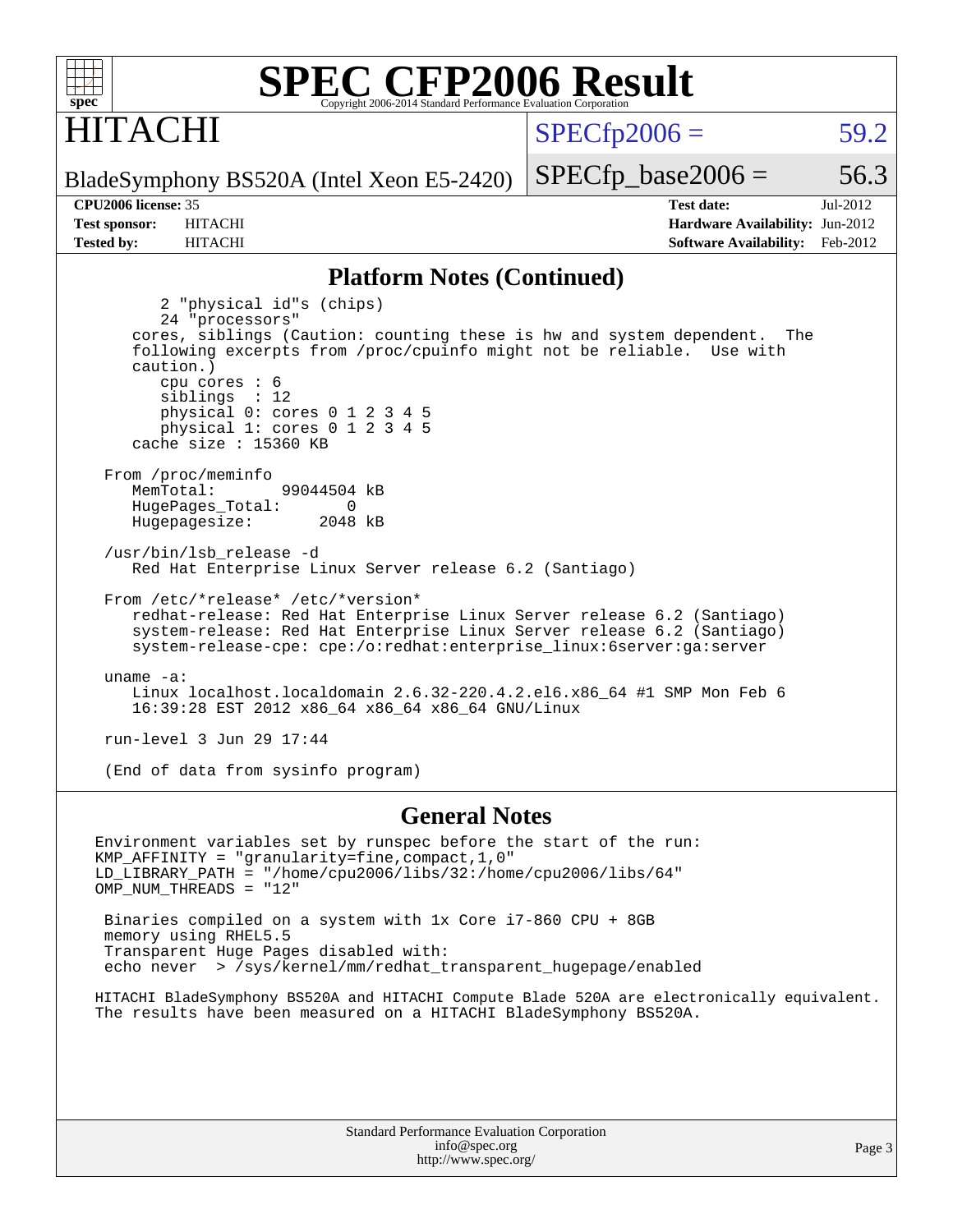# SPEC CFP2006 Result

## HITACHI

BladeSymphony BS520A (Intel Xeon E5-2420)

SPECfp2006 = 59.2

SPECfp_base2006 = 56.3

| **CPU2006 license:** 35 | **Test date:** Jul-2012 |
|---|---|
| **Test sponsor:** HITACHI | **Hardware Availability:** Jun-2012 |
| **Tested by:** HITACHI | **Software Availability:** Feb-2012 |

## Platform Notes (Continued)

```
        2 "physical id"s (chips)
        24 "processors"
     cores, siblings (Caution: counting these is hw and system dependent.  The
     following excerpts from /proc/cpuinfo might not be reliable.  Use with
     caution.)
        cpu cores : 6
        siblings  : 12
        physical 0: cores 0 1 2 3 4 5
        physical 1: cores 0 1 2 3 4 5
     cache size : 15360 KB

  From /proc/meminfo
     MemTotal:       99044504 kB
     HugePages_Total:       0
     Hugepagesize:       2048 kB

  /usr/bin/lsb_release -d
     Red Hat Enterprise Linux Server release 6.2 (Santiago)

  From /etc/*release* /etc/*version*
     redhat-release: Red Hat Enterprise Linux Server release 6.2 (Santiago)
     system-release: Red Hat Enterprise Linux Server release 6.2 (Santiago)
     system-release-cpe: cpe:/o:redhat:enterprise_linux:6server:ga:server

  uname -a:
     Linux localhost.localdomain 2.6.32-220.4.2.el6.x86_64 #1 SMP Mon Feb 6
     16:39:28 EST 2012 x86_64 x86_64 x86_64 GNU/Linux

  run-level 3 Jun 29 17:44

  (End of data from sysinfo program)
```

## General Notes

```
Environment variables set by runspec before the start of the run:
KMP_AFFINITY = "granularity=fine,compact,1,0"
LD_LIBRARY_PATH = "/home/cpu2006/libs/32:/home/cpu2006/libs/64"
OMP_NUM_THREADS = "12"

 Binaries compiled on a system with 1x Core i7-860 CPU + 8GB
 memory using RHEL5.5
 Transparent Huge Pages disabled with:
 echo never  > /sys/kernel/mm/redhat_transparent_hugepage/enabled
```

HITACHI BladeSymphony BS520A and HITACHI Compute Blade 520A are electronically equivalent.
The results have been measured on a HITACHI BladeSymphony BS520A.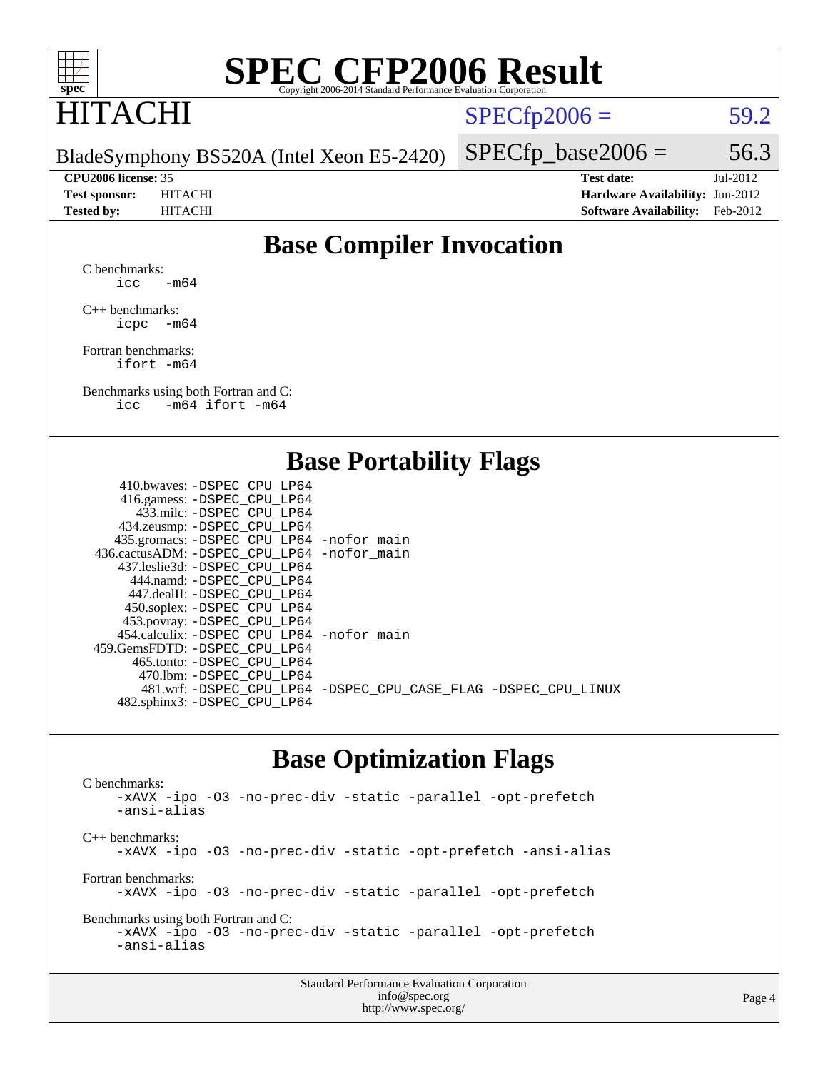# SPEC CFP2006 Result

Copyright 2006-2014 Standard Performance Evaluation Corporation

HITACHI

BladeSymphony BS520A (Intel Xeon E5-2420)

SPECfp2006 = 59.2

SPECfp_base2006 = 56.3

**CPU2006 license:** 35
**Test sponsor:** HITACHI
**Tested by:** HITACHI

**Test date:** Jul-2012
**Hardware Availability:** Jun-2012
**Software Availability:** Feb-2012

## Base Compiler Invocation

C benchmarks:
```
icc   -m64
```

C++ benchmarks:
```
icpc  -m64
```

Fortran benchmarks:
```
ifort -m64
```

Benchmarks using both Fortran and C:
```
icc   -m64 ifort -m64
```

## Base Portability Flags

| Benchmark | Flags |
|---|---|
| 410.bwaves: | -DSPEC_CPU_LP64 |
| 416.gamess: | -DSPEC_CPU_LP64 |
| 433.milc: | -DSPEC_CPU_LP64 |
| 434.zeusmp: | -DSPEC_CPU_LP64 |
| 435.gromacs: | -DSPEC_CPU_LP64 -nofor_main |
| 436.cactusADM: | -DSPEC_CPU_LP64 -nofor_main |
| 437.leslie3d: | -DSPEC_CPU_LP64 |
| 444.namd: | -DSPEC_CPU_LP64 |
| 447.dealII: | -DSPEC_CPU_LP64 |
| 450.soplex: | -DSPEC_CPU_LP64 |
| 453.povray: | -DSPEC_CPU_LP64 |
| 454.calculix: | -DSPEC_CPU_LP64 -nofor_main |
| 459.GemsFDTD: | -DSPEC_CPU_LP64 |
| 465.tonto: | -DSPEC_CPU_LP64 |
| 470.lbm: | -DSPEC_CPU_LP64 |
| 481.wrf: | -DSPEC_CPU_LP64 -DSPEC_CPU_CASE_FLAG -DSPEC_CPU_LINUX |
| 482.sphinx3: | -DSPEC_CPU_LP64 |

## Base Optimization Flags

C benchmarks:
```
-xAVX -ipo -O3 -no-prec-div -static -parallel -opt-prefetch
-ansi-alias
```

C++ benchmarks:
```
-xAVX -ipo -O3 -no-prec-div -static -opt-prefetch -ansi-alias
```

Fortran benchmarks:
```
-xAVX -ipo -O3 -no-prec-div -static -parallel -opt-prefetch
```

Benchmarks using both Fortran and C:
```
-xAVX -ipo -O3 -no-prec-div -static -parallel -opt-prefetch
-ansi-alias
```

Standard Performance Evaluation Corporation
info@spec.org
http://www.spec.org/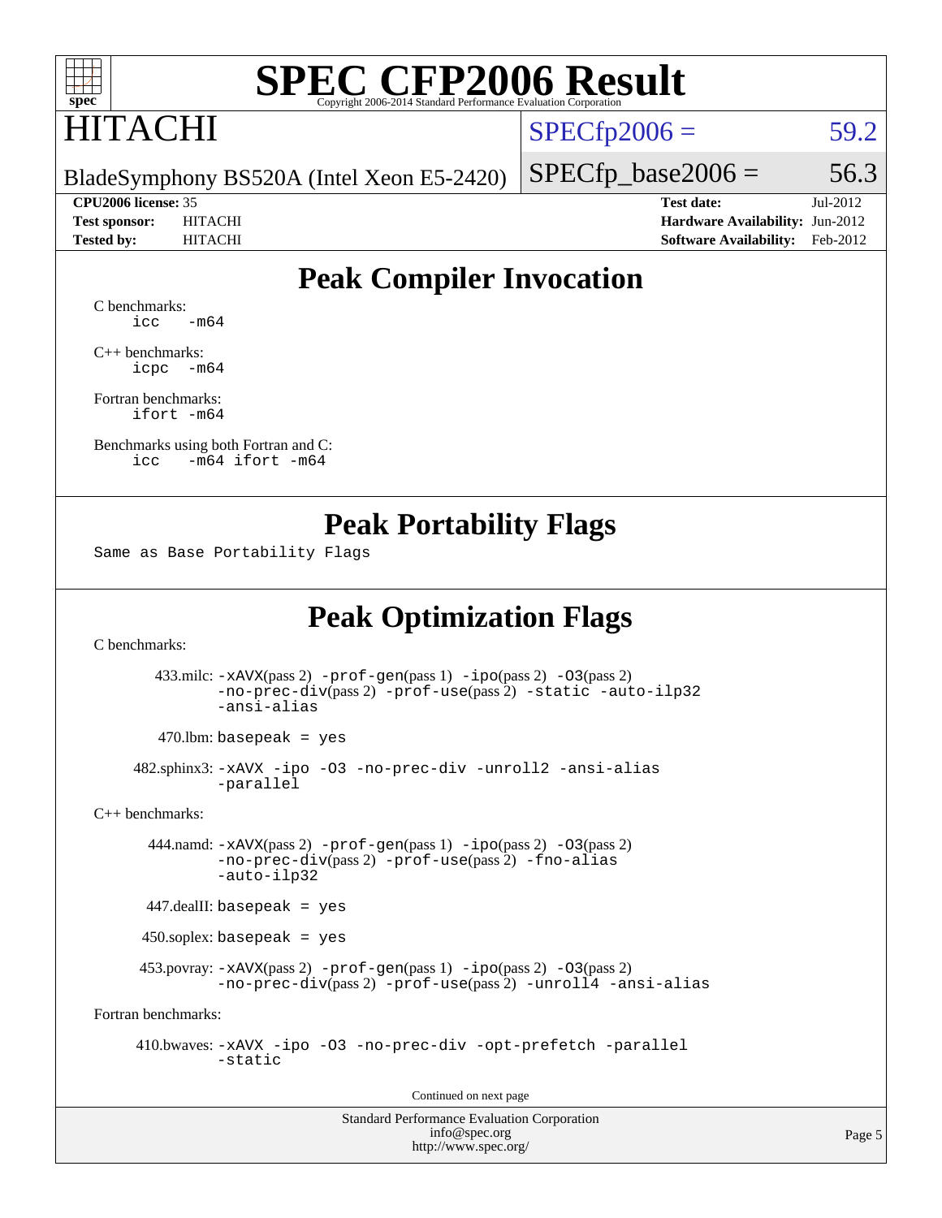# SPEC CFP2006 Result

Copyright 2006-2014 Standard Performance Evaluation Corporation

## HITACHI

BladeSymphony BS520A (Intel Xeon E5-2420)

| | |
|---|---|
| SPECfp2006 = | 59.2 |
| SPECfp_base2006 = | 56.3 |

| | | | |
|---|---|---|---|
| **CPU2006 license:** | 35 | **Test date:** | Jul-2012 |
| **Test sponsor:** | HITACHI | **Hardware Availability:** | Jun-2012 |
| **Tested by:** | HITACHI | **Software Availability:** | Feb-2012 |

## Peak Compiler Invocation

C benchmarks:
```
icc   -m64
```

C++ benchmarks:
```
icpc  -m64
```

Fortran benchmarks:
```
ifort -m64
```

Benchmarks using both Fortran and C:
```
icc   -m64 ifort -m64
```

## Peak Portability Flags

```
Same as Base Portability Flags
```

## Peak Optimization Flags

C benchmarks:

433.milc: `-xAVX`(pass 2) `-prof-gen`(pass 1) `-ipo`(pass 2) `-O3`(pass 2) `-no-prec-div`(pass 2) `-prof-use`(pass 2) `-static` `-auto-ilp32` `-ansi-alias`

470.lbm: `basepeak = yes`

482.sphinx3: `-xAVX -ipo -O3 -no-prec-div -unroll2 -ansi-alias -parallel`

C++ benchmarks:

444.namd: `-xAVX`(pass 2) `-prof-gen`(pass 1) `-ipo`(pass 2) `-O3`(pass 2) `-no-prec-div`(pass 2) `-prof-use`(pass 2) `-fno-alias` `-auto-ilp32`

447.dealII: `basepeak = yes`

450.soplex: `basepeak = yes`

453.povray: `-xAVX`(pass 2) `-prof-gen`(pass 1) `-ipo`(pass 2) `-O3`(pass 2) `-no-prec-div`(pass 2) `-prof-use`(pass 2) `-unroll4` `-ansi-alias`

Fortran benchmarks:

410.bwaves: `-xAVX -ipo -O3 -no-prec-div -opt-prefetch -parallel -static`

Continued on next page

Standard Performance Evaluation Corporation
info@spec.org
http://www.spec.org/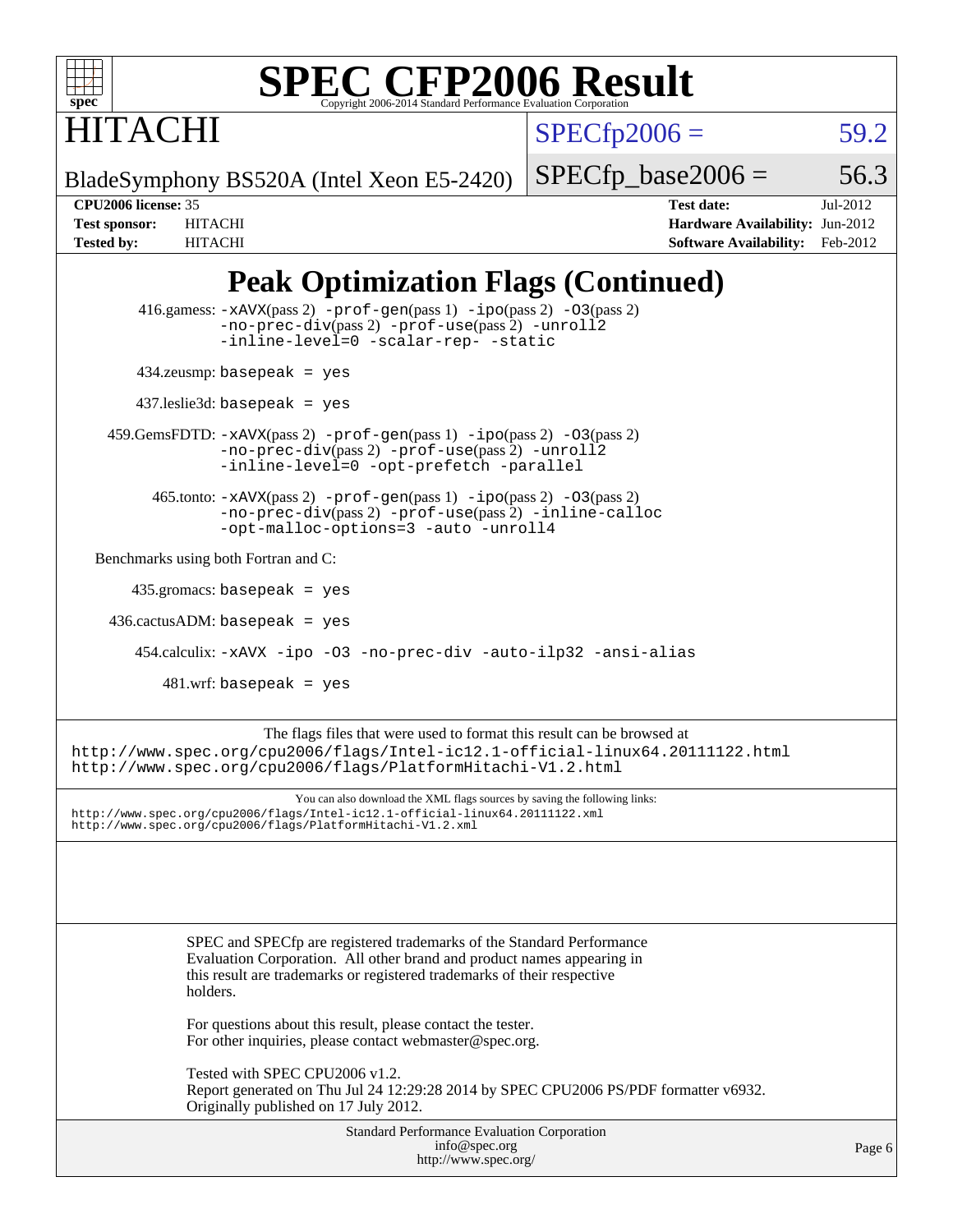# Peak Optimization Flags (Continued)

416.gamess: `-xAVX`(pass 2) `-prof-gen`(pass 1) `-ipo`(pass 2) `-O3`(pass 2) `-no-prec-div`(pass 2) `-prof-use`(pass 2) `-unroll2` `-inline-level=0` `-scalar-rep-` `-static`

434.zeusmp: `basepeak = yes`

437.leslie3d: `basepeak = yes`

459.GemsFDTD: `-xAVX`(pass 2) `-prof-gen`(pass 1) `-ipo`(pass 2) `-O3`(pass 2) `-no-prec-div`(pass 2) `-prof-use`(pass 2) `-unroll2` `-inline-level=0` `-opt-prefetch` `-parallel`

465.tonto: `-xAVX`(pass 2) `-prof-gen`(pass 1) `-ipo`(pass 2) `-O3`(pass 2) `-no-prec-div`(pass 2) `-prof-use`(pass 2) `-inline-calloc` `-opt-malloc-options=3` `-auto` `-unroll4`

Benchmarks using both Fortran and C:

435.gromacs: `basepeak = yes`

436.cactusADM: `basepeak = yes`

454.calculix: `-xAVX -ipo -O3 -no-prec-div -auto-ilp32 -ansi-alias`

481.wrf: `basepeak = yes`

The flags files that were used to format this result can be browsed at
http://www.spec.org/cpu2006/flags/Intel-ic12.1-official-linux64.20111122.html
http://www.spec.org/cpu2006/flags/PlatformHitachi-V1.2.html

You can also download the XML flags sources by saving the following links:
http://www.spec.org/cpu2006/flags/Intel-ic12.1-official-linux64.20111122.xml
http://www.spec.org/cpu2006/flags/PlatformHitachi-V1.2.xml

SPEC and SPECfp are registered trademarks of the Standard Performance Evaluation Corporation. All other brand and product names appearing in this result are trademarks or registered trademarks of their respective holders.

For questions about this result, please contact the tester.
For other inquiries, please contact webmaster@spec.org.

Tested with SPEC CPU2006 v1.2.
Report generated on Thu Jul 24 12:29:28 2014 by SPEC CPU2006 PS/PDF formatter v6932.
Originally published on 17 July 2012.